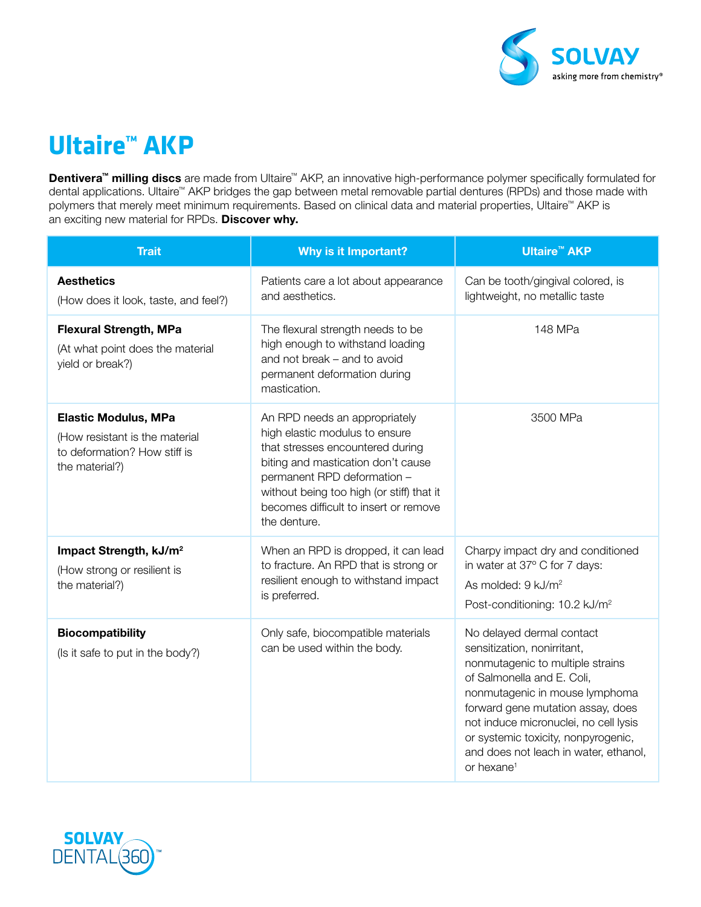# Ultaire™ AKP

**Dentivera™ milling discs** are made from Ultaire™ AKP, an innovative high-performance polymer specifically formulated for dental applications. Ultaire™ AKP bridges the gap between metal removable partial dentures (RPDs) and those made with polymers that merely meet minimum requirements. Based on clinical data and material properties, Ultaire™ AKP is an exciting new material for RPDs. **Discover why.**

| Trait | Why is it Important? | Ultaire™ AKP |
|---|---|---|
| **Aesthetics**<br>(How does it look, taste, and feel?) | Patients care a lot about appearance and aesthetics. | Can be tooth/gingival colored, is lightweight, no metallic taste |
| **Flexural Strength, MPa**<br>(At what point does the material yield or break?) | The flexural strength needs to be high enough to withstand loading and not break – and to avoid permanent deformation during mastication. | 148 MPa |
| **Elastic Modulus, MPa**<br>(How resistant is the material to deformation? How stiff is the material?) | An RPD needs an appropriately high elastic modulus to ensure that stresses encountered during biting and mastication don't cause permanent RPD deformation – without being too high (or stiff) that it becomes difficult to insert or remove the denture. | 3500 MPa |
| **Impact Strength, kJ/m²**<br>(How strong or resilient is the material?) | When an RPD is dropped, it can lead to fracture. An RPD that is strong or resilient enough to withstand impact is preferred. | Charpy impact dry and conditioned in water at 37° C for 7 days:<br>As molded: 9 kJ/m²<br>Post-conditioning: 10.2 kJ/m² |
| **Biocompatibility**<br>(Is it safe to put in the body?) | Only safe, biocompatible materials can be used within the body. | No delayed dermal contact sensitization, nonirritant, nonmutagenic to multiple strains of Salmonella and E. Coli, nonmutagenic in mouse lymphoma forward gene mutation assay, does not induce micronuclei, no cell lysis or systemic toxicity, nonpyrogenic, and does not leach in water, ethanol, or hexane[1] |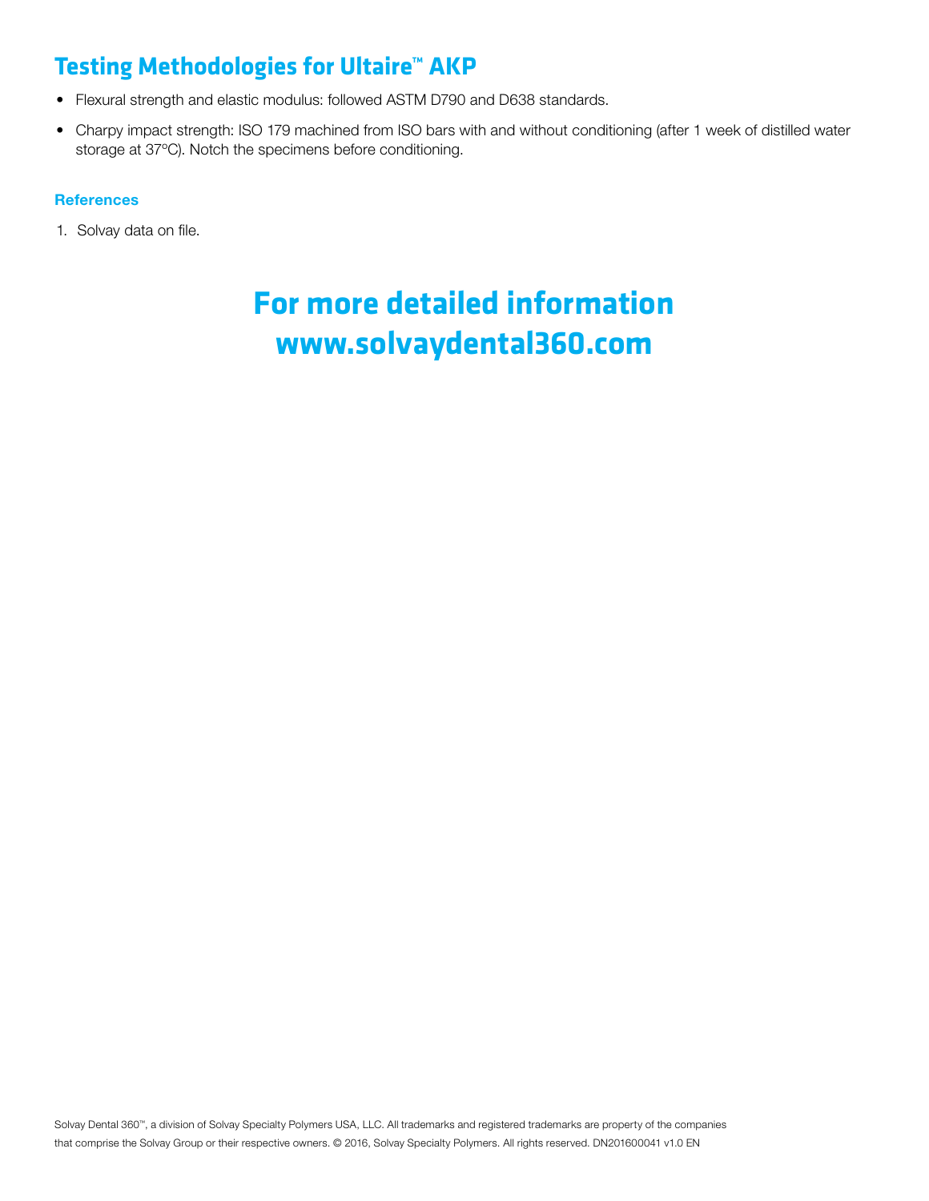## Testing Methodologies for Ultaire™ AKP

- Flexural strength and elastic modulus: followed ASTM D790 and D638 standards.
- Charpy impact strength: ISO 179 machined from ISO bars with and without conditioning (after 1 week of distilled water storage at 37°C). Notch the specimens before conditioning.

### References

1. Solvay data on file.

## For more detailed information www.solvaydental360.com

Solvay Dental 360™, a division of Solvay Specialty Polymers USA, LLC. All trademarks and registered trademarks are property of the companies that comprise the Solvay Group or their respective owners. © 2016, Solvay Specialty Polymers. All rights reserved. DN201600041 v1.0 EN